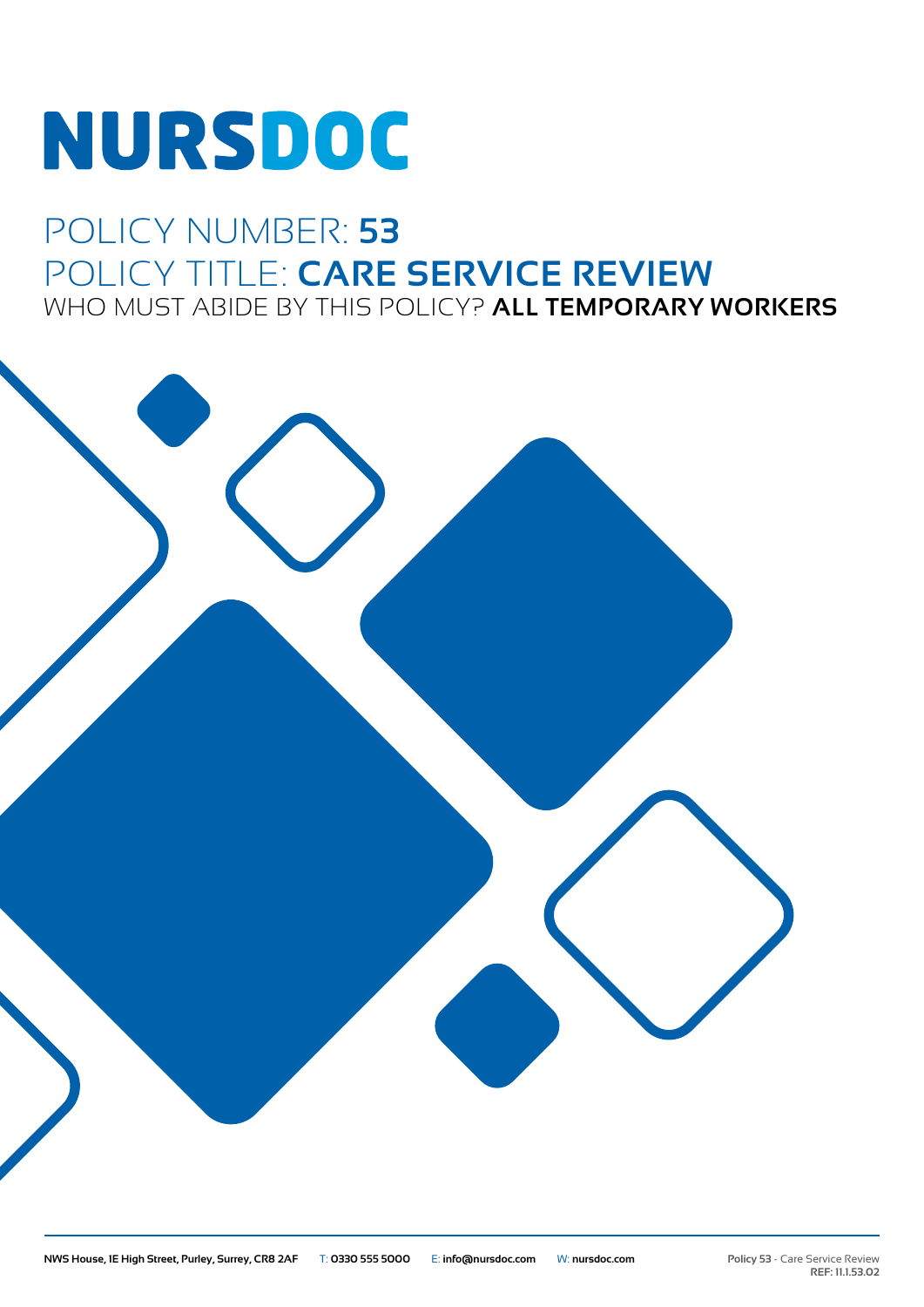# NURSDOC

## POLICY NUMBER: **53**
## POLICY TITLE: **CARE SERVICE REVIEW**
### WHO MUST ABIDE BY THIS POLICY? **ALL TEMPORARY WORKERS**

**NWS House, 1E High Street, Purley, Surrey, CR8 2AF** T: **0330 555 5000** E: **info@nursdoc.com** W: **nursdoc.com**

**Policy 53** - Care Service Review
**REF: 11.1.53.02**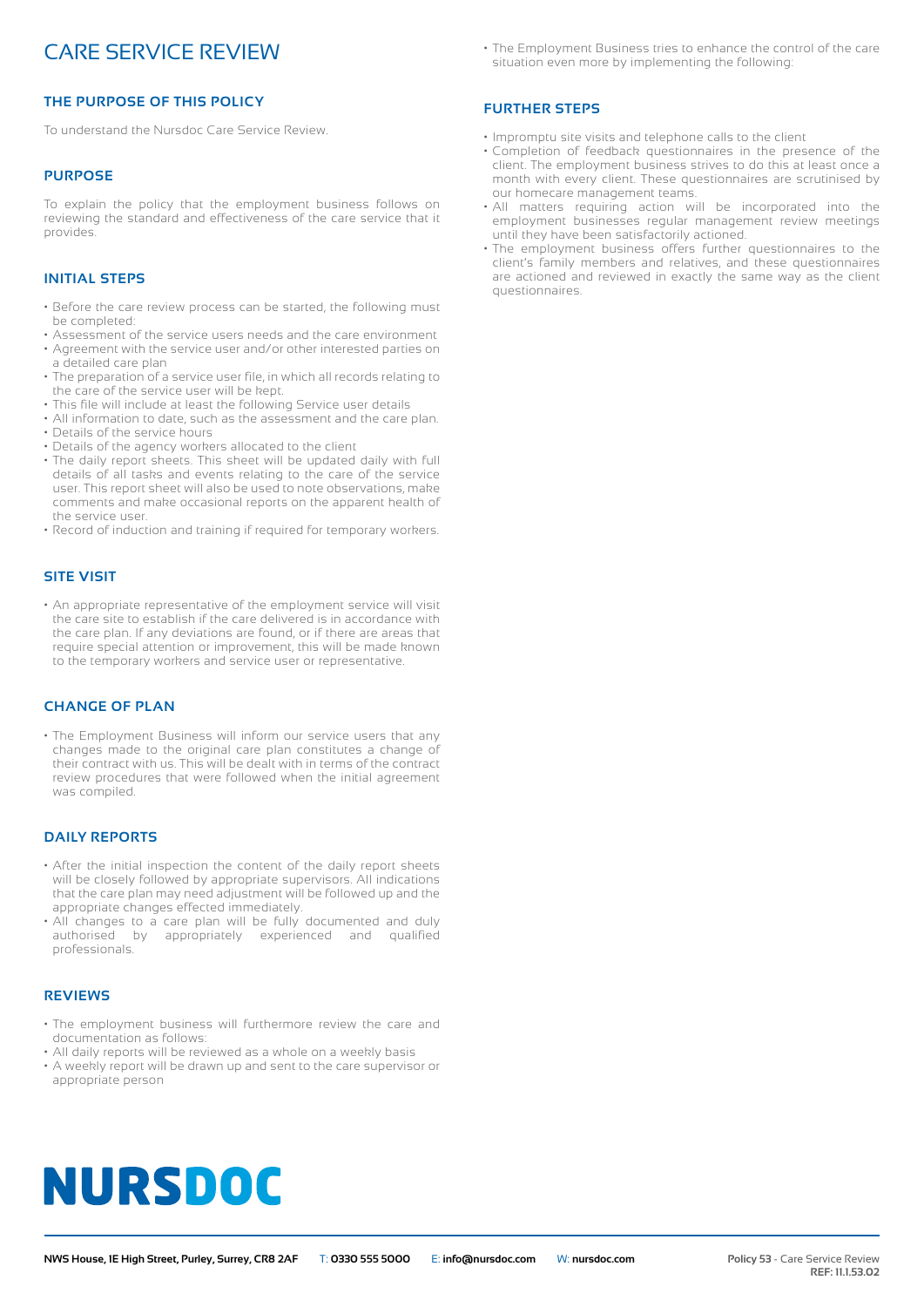# CARE SERVICE REVIEW

## THE PURPOSE OF THIS POLICY

To understand the Nursdoc Care Service Review.

## PURPOSE

To explain the policy that the employment business follows on reviewing the standard and effectiveness of the care service that it provides.

## INITIAL STEPS

- Before the care review process can be started, the following must be completed:
- Assessment of the service users needs and the care environment
- Agreement with the service user and/or other interested parties on a detailed care plan
- The preparation of a service user file, in which all records relating to the care of the service user will be kept.
- This file will include at least the following Service user details
- All information to date, such as the assessment and the care plan.
- Details of the service hours
- Details of the agency workers allocated to the client
- The daily report sheets. This sheet will be updated daily with full details of all tasks and events relating to the care of the service user. This report sheet will also be used to note observations, make comments and make occasional reports on the apparent health of the service user.
- Record of induction and training if required for temporary workers.

## SITE VISIT

- An appropriate representative of the employment service will visit the care site to establish if the care delivered is in accordance with the care plan. If any deviations are found, or if there are areas that require special attention or improvement, this will be made known to the temporary workers and service user or representative.

## CHANGE OF PLAN

- The Employment Business will inform our service users that any changes made to the original care plan constitutes a change of their contract with us. This will be dealt with in terms of the contract review procedures that were followed when the initial agreement was compiled.

## DAILY REPORTS

- After the initial inspection the content of the daily report sheets will be closely followed by appropriate supervisors. All indications that the care plan may need adjustment will be followed up and the appropriate changes effected immediately.
- All changes to a care plan will be fully documented and duly authorised by appropriately experienced and qualified professionals.

## REVIEWS

- The employment business will furthermore review the care and documentation as follows:
- All daily reports will be reviewed as a whole on a weekly basis
- A weekly report will be drawn up and sent to the care supervisor or appropriate person
- The Employment Business tries to enhance the control of the care situation even more by implementing the following:

## FURTHER STEPS

- Impromptu site visits and telephone calls to the client
- Completion of feedback questionnaires in the presence of the client. The employment business strives to do this at least once a month with every client. These questionnaires are scrutinised by our homecare management teams.
- All matters requiring action will be incorporated into the employment businesses regular management review meetings until they have been satisfactorily actioned.
- The employment business offers further questionnaires to the client's family members and relatives, and these questionnaires are actioned and reviewed in exactly the same way as the client questionnaires.

NURSDOC

**NWS House, 1E High Street, Purley, Surrey, CR8 2AF** T: **0330 555 5000** E: **info@nursdoc.com** W: **nursdoc.com**

**Policy 53** - Care Service Review
**REF: 11.1.53.02**